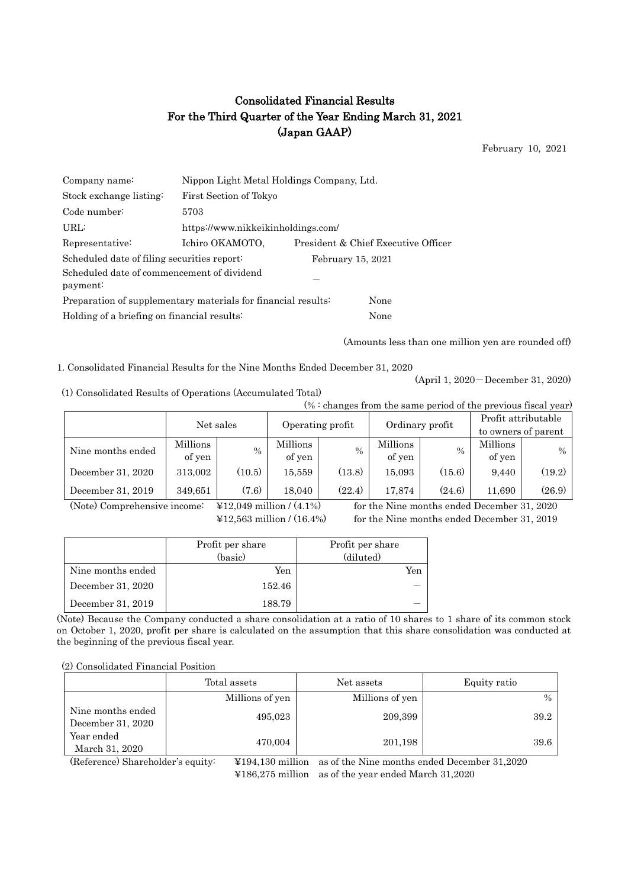# Consolidated Financial Results
# For the Third Quarter of the Year Ending March 31, 2021
# (Japan GAAP)

February 10, 2021

| | | |
|---|---|---|
| Company name: | Nippon Light Metal Holdings Company, Ltd. | |
| Stock exchange listing: | First Section of Tokyo | |
| Code number: | 5703 | |
| URL: | https://www.nikkeikinholdings.com/ | |
| Representative: | Ichiro OKAMOTO, | President & Chief Executive Officer |
| Scheduled date of filing securities report: | | February 15, 2021 |
| Scheduled date of commencement of dividend payment: | | — |
| Preparation of supplementary materials for financial results: | | None |
| Holding of a briefing on financial results: | | None |

(Amounts less than one million yen are rounded off)

1. Consolidated Financial Results for the Nine Months Ended December 31, 2020

(April 1, 2020 − December 31, 2020)

(1) Consolidated Results of Operations (Accumulated Total)

(% : changes from the same period of the previous fiscal year)

| | Net sales | | Operating profit | | Ordinary profit | | Profit attributable to owners of parent | |
|---|---|---|---|---|---|---|---|---|
| Nine months ended | Millions of yen | % | Millions of yen | % | Millions of yen | % | Millions of yen | % |
| December 31, 2020 | 313,002 | (10.5) | 15,559 | (13.8) | 15,093 | (15.6) | 9,440 | (19.2) |
| December 31, 2019 | 349,651 | (7.6) | 18,040 | (22.4) | 17,874 | (24.6) | 11,690 | (26.9) |

(Note) Comprehensive income: ¥12,049 million / (4.1%) for the Nine months ended December 31, 2020
¥12,563 million / (16.4%) for the Nine months ended December 31, 2019

| | Profit per share (basic) | Profit per share (diluted) |
|---|---|---|
| Nine months ended | Yen | Yen |
| December 31, 2020 | 152.46 | — |
| December 31, 2019 | 188.79 | — |

(Note) Because the Company conducted a share consolidation at a ratio of 10 shares to 1 share of its common stock on October 1, 2020, profit per share is calculated on the assumption that this share consolidation was conducted at the beginning of the previous fiscal year.

(2) Consolidated Financial Position

| | Total assets | Net assets | Equity ratio |
|---|---|---|---|
| | Millions of yen | Millions of yen | % |
| Nine months ended December 31, 2020 | 495,023 | 209,399 | 39.2 |
| Year ended March 31, 2020 | 470,004 | 201,198 | 39.6 |

(Reference) Shareholder's equity: ¥194,130 million as of the Nine months ended December 31,2020
¥186,275 million as of the year ended March 31,2020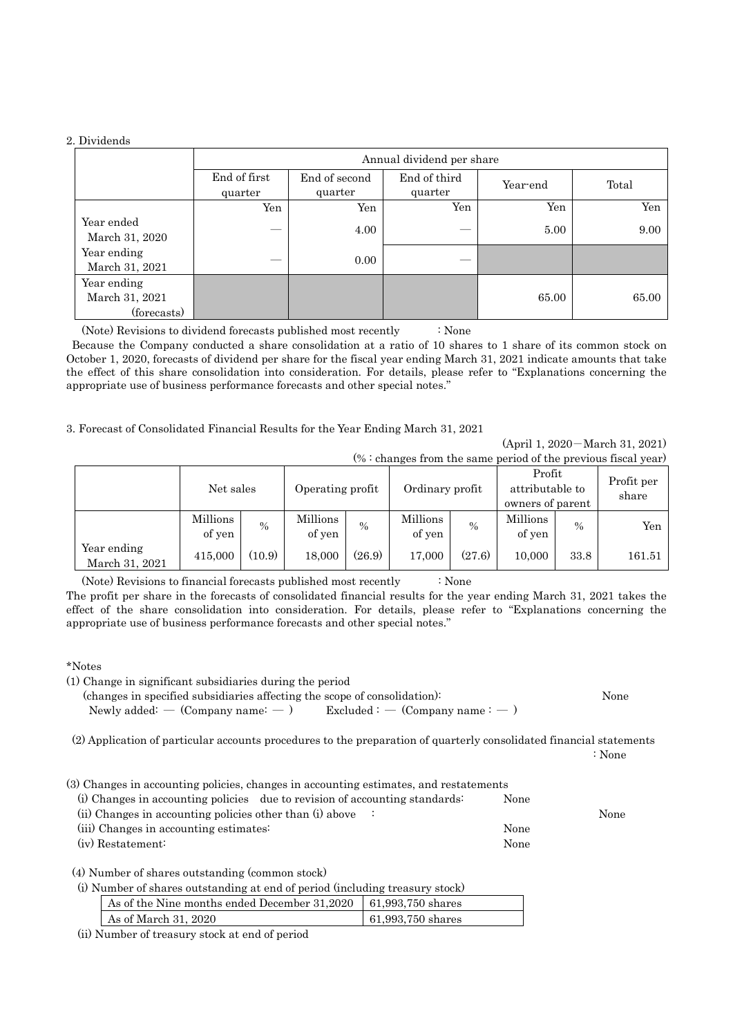2. Dividends

| | Annual dividend per share | | | | |
|---|---|---|---|---|---|
| | End of first quarter | End of second quarter | End of third quarter | Year-end | Total |
| | Yen | Yen | Yen | Yen | Yen |
| Year ended March 31, 2020 | — | 4.00 | — | 5.00 | 9.00 |
| Year ending March 31, 2021 | — | 0.00 | — | | |
| Year ending March 31, 2021 (forecasts) | | | | 65.00 | 65.00 |

(Note) Revisions to dividend forecasts published most recently : None

Because the Company conducted a share consolidation at a ratio of 10 shares to 1 share of its common stock on October 1, 2020, forecasts of dividend per share for the fiscal year ending March 31, 2021 indicate amounts that take the effect of this share consolidation into consideration. For details, please refer to "Explanations concerning the appropriate use of business performance forecasts and other special notes."

3. Forecast of Consolidated Financial Results for the Year Ending March 31, 2021

(April 1, 2020－March 31, 2021)

(% : changes from the same period of the previous fiscal year)

| | Net sales | | Operating profit | | Ordinary profit | | Profit attributable to owners of parent | | Profit per share |
|---|---|---|---|---|---|---|---|---|---|
| | Millions of yen | % | Millions of yen | % | Millions of yen | % | Millions of yen | % | Yen |
| Year ending March 31, 2021 | 415,000 | (10.9) | 18,000 | (26.9) | 17,000 | (27.6) | 10,000 | 33.8 | 161.51 |

(Note) Revisions to financial forecasts published most recently : None

The profit per share in the forecasts of consolidated financial results for the year ending March 31, 2021 takes the effect of the share consolidation into consideration. For details, please refer to "Explanations concerning the appropriate use of business performance forecasts and other special notes."

*Notes

(1) Change in significant subsidiaries during the period
(changes in specified subsidiaries affecting the scope of consolidation): None
Newly added: — (Company name: — ) Excluded : — (Company name : — )

(2) Application of particular accounts procedures to the preparation of quarterly consolidated financial statements : None

(3) Changes in accounting policies, changes in accounting estimates, and restatements
(i) Changes in accounting policies due to revision of accounting standards: None
(ii) Changes in accounting policies other than (i) above : None
(iii) Changes in accounting estimates: None
(iv) Restatement: None

(4) Number of shares outstanding (common stock)
(i) Number of shares outstanding at end of period (including treasury stock)

| | |
|---|---|
| As of the Nine months ended December 31,2020 | 61,993,750 shares |
| As of March 31, 2020 | 61,993,750 shares |

(ii) Number of treasury stock at end of period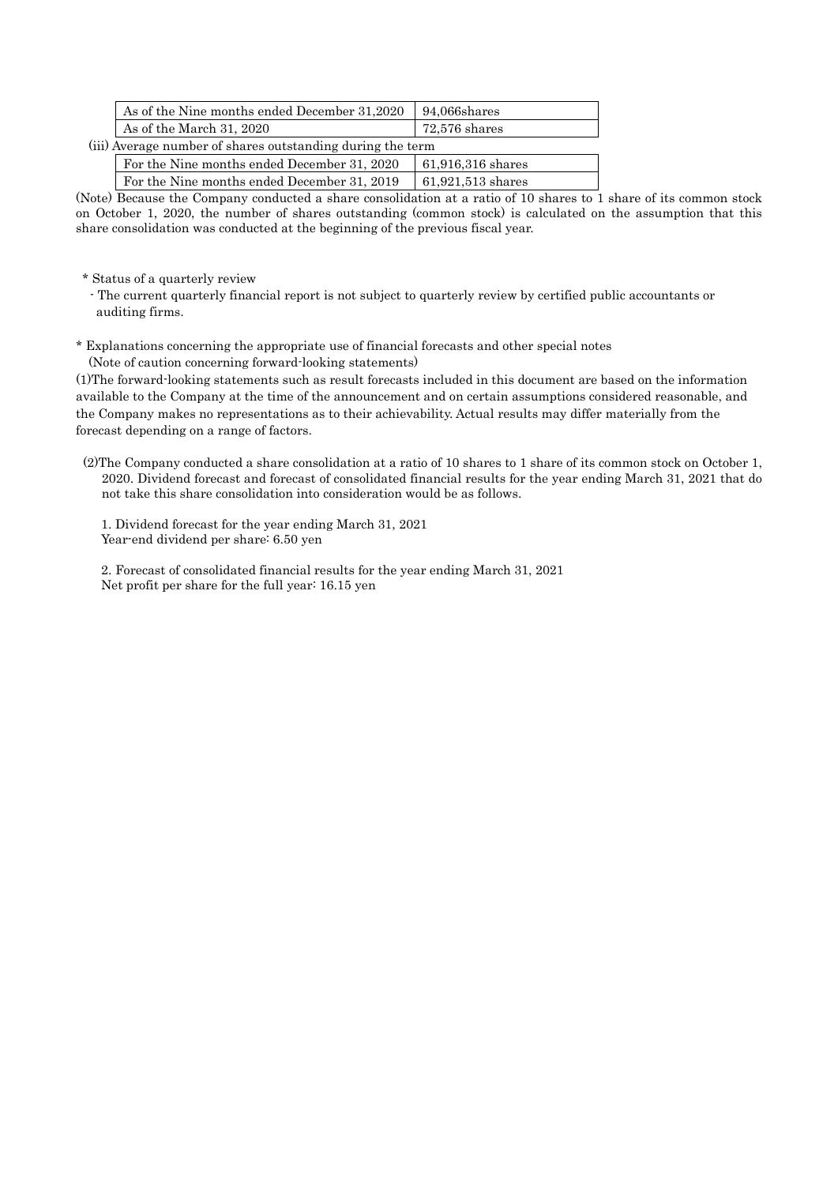| As of the Nine months ended December 31,2020 | 94,066shares |
|---|---|
| As of the March 31, 2020 | 72,576 shares |

(iii) Average number of shares outstanding during the term

| For the Nine months ended December 31, 2020 | 61,916,316 shares |
|---|---|
| For the Nine months ended December 31, 2019 | 61,921,513 shares |

(Note) Because the Company conducted a share consolidation at a ratio of 10 shares to 1 share of its common stock on October 1, 2020, the number of shares outstanding (common stock) is calculated on the assumption that this share consolidation was conducted at the beginning of the previous fiscal year.

\* Status of a quarterly review

- The current quarterly financial report is not subject to quarterly review by certified public accountants or auditing firms.

\* Explanations concerning the appropriate use of financial forecasts and other special notes

(Note of caution concerning forward-looking statements)

(1)The forward-looking statements such as result forecasts included in this document are based on the information available to the Company at the time of the announcement and on certain assumptions considered reasonable, and the Company makes no representations as to their achievability. Actual results may differ materially from the forecast depending on a range of factors.

(2)The Company conducted a share consolidation at a ratio of 10 shares to 1 share of its common stock on October 1, 2020. Dividend forecast and forecast of consolidated financial results for the year ending March 31, 2021 that do not take this share consolidation into consideration would be as follows.

1. Dividend forecast for the year ending March 31, 2021
Year-end dividend per share: 6.50 yen

2. Forecast of consolidated financial results for the year ending March 31, 2021
Net profit per share for the full year: 16.15 yen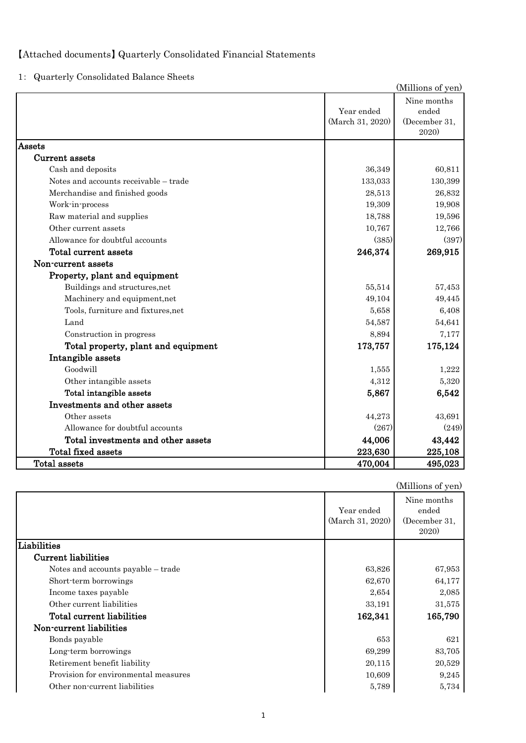【Attached documents】Quarterly Consolidated Financial Statements

1: Quarterly Consolidated Balance Sheets

(Millions of yen)

| | Year ended (March 31, 2020) | Nine months ended (December 31, 2020) |
|---|---|---|
| **Assets** | | |
| **Current assets** | | |
| Cash and deposits | 36,349 | 60,811 |
| Notes and accounts receivable – trade | 133,033 | 130,399 |
| Merchandise and finished goods | 28,513 | 26,832 |
| Work-in-process | 19,309 | 19,908 |
| Raw material and supplies | 18,788 | 19,596 |
| Other current assets | 10,767 | 12,766 |
| Allowance for doubtful accounts | (385) | (397) |
| **Total current assets** | **246,374** | **269,915** |
| **Non-current assets** | | |
| **Property, plant and equipment** | | |
| Buildings and structures,net | 55,514 | 57,453 |
| Machinery and equipment,net | 49,104 | 49,445 |
| Tools, furniture and fixtures,net | 5,658 | 6,408 |
| Land | 54,587 | 54,641 |
| Construction in progress | 8,894 | 7,177 |
| **Total property, plant and equipment** | **173,757** | **175,124** |
| **Intangible assets** | | |
| Goodwill | 1,555 | 1,222 |
| Other intangible assets | 4,312 | 5,320 |
| **Total intangible assets** | **5,867** | **6,542** |
| **Investments and other assets** | | |
| Other assets | 44,273 | 43,691 |
| Allowance for doubtful accounts | (267) | (249) |
| **Total investments and other assets** | **44,006** | **43,442** |
| **Total fixed assets** | **223,630** | **225,108** |
| **Total assets** | **470,004** | **495,023** |

(Millions of yen)

| | Year ended (March 31, 2020) | Nine months ended (December 31, 2020) |
|---|---|---|
| **Liabilities** | | |
| **Current liabilities** | | |
| Notes and accounts payable – trade | 63,826 | 67,953 |
| Short-term borrowings | 62,670 | 64,177 |
| Income taxes payable | 2,654 | 2,085 |
| Other current liabilities | 33,191 | 31,575 |
| **Total current liabilities** | **162,341** | **165,790** |
| **Non-current liabilities** | | |
| Bonds payable | 653 | 621 |
| Long-term borrowings | 69,299 | 83,705 |
| Retirement benefit liability | 20,115 | 20,529 |
| Provision for environmental measures | 10,609 | 9,245 |
| Other non-current liabilities | 5,789 | 5,734 |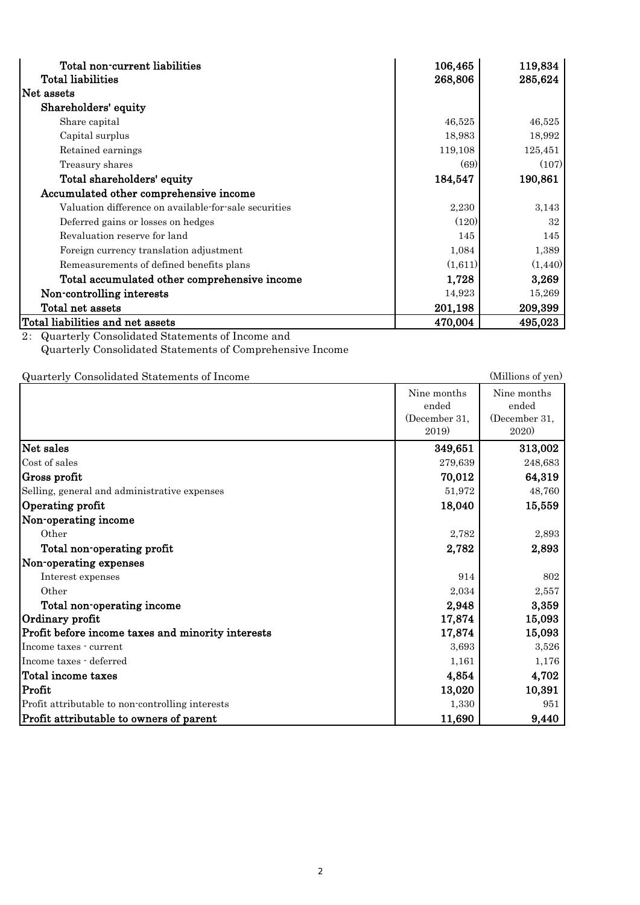| | | |
|---|---|---|
| **Total non-current liabilities** | **106,465** | **119,834** |
| **Total liabilities** | **268,806** | **285,624** |
| **Net assets** | | |
| **Shareholders' equity** | | |
| Share capital | 46,525 | 46,525 |
| Capital surplus | 18,983 | 18,992 |
| Retained earnings | 119,108 | 125,451 |
| Treasury shares | (69) | (107) |
| **Total shareholders' equity** | **184,547** | **190,861** |
| **Accumulated other comprehensive income** | | |
| Valuation difference on available-for-sale securities | 2,230 | 3,143 |
| Deferred gains or losses on hedges | (120) | 32 |
| Revaluation reserve for land | 145 | 145 |
| Foreign currency translation adjustment | 1,084 | 1,389 |
| Remeasurements of defined benefits plans | (1,611) | (1,440) |
| **Total accumulated other comprehensive income** | **1,728** | **3,269** |
| **Non-controlling interests** | 14,923 | 15,269 |
| **Total net assets** | **201,198** | **209,399** |
| **Total liabilities and net assets** | **470,004** | **495,023** |

2: Quarterly Consolidated Statements of Income and
Quarterly Consolidated Statements of Comprehensive Income

Quarterly Consolidated Statements of Income (Millions of yen)

| | Nine months ended (December 31, 2019) | Nine months ended (December 31, 2020) |
|---|---|---|
| **Net sales** | **349,651** | **313,002** |
| Cost of sales | 279,639 | 248,683 |
| **Gross profit** | **70,012** | **64,319** |
| Selling, general and administrative expenses | 51,972 | 48,760 |
| **Operating profit** | **18,040** | **15,559** |
| **Non-operating income** | | |
| Other | 2,782 | 2,893 |
| **Total non-operating profit** | **2,782** | **2,893** |
| **Non-operating expenses** | | |
| Interest expenses | 914 | 802 |
| Other | 2,034 | 2,557 |
| **Total non-operating income** | **2,948** | **3,359** |
| **Ordinary profit** | **17,874** | **15,093** |
| **Profit before income taxes and minority interests** | **17,874** | **15,093** |
| Income taxes - current | 3,693 | 3,526 |
| Income taxes - deferred | 1,161 | 1,176 |
| **Total income taxes** | **4,854** | **4,702** |
| **Profit** | **13,020** | **10,391** |
| Profit attributable to non-controlling interests | 1,330 | 951 |
| **Profit attributable to owners of parent** | **11,690** | **9,440** |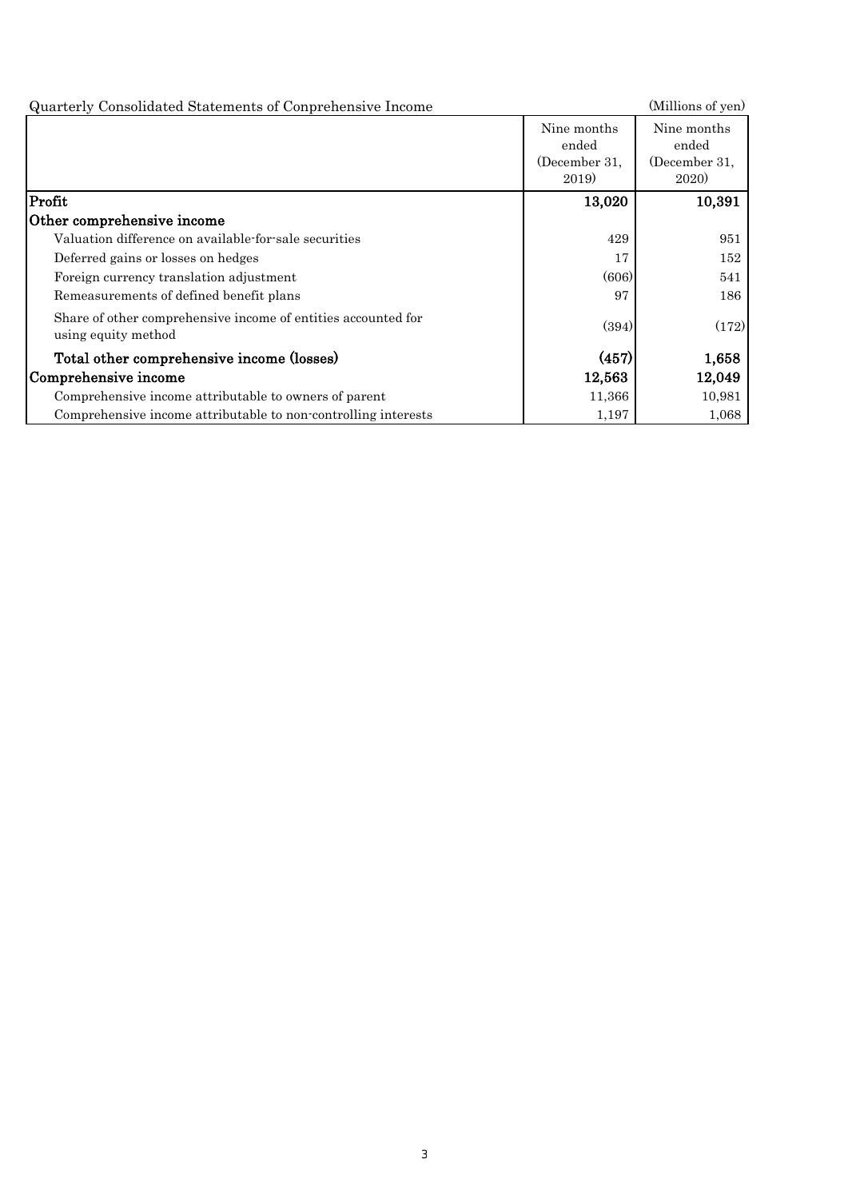Quarterly Consolidated Statements of Conprehensive Income

(Millions of yen)

| | Nine months ended (December 31, 2019) | Nine months ended (December 31, 2020) |
|---|---|---|
| **Profit** | **13,020** | **10,391** |
| **Other comprehensive income** | | |
| Valuation difference on available-for-sale securities | 429 | 951 |
| Deferred gains or losses on hedges | 17 | 152 |
| Foreign currency translation adjustment | (606) | 541 |
| Remeasurements of defined benefit plans | 97 | 186 |
| Share of other comprehensive income of entities accounted for using equity method | (394) | (172) |
| **Total other comprehensive income (losses)** | **(457)** | **1,658** |
| **Comprehensive income** | **12,563** | **12,049** |
| Comprehensive income attributable to owners of parent | 11,366 | 10,981 |
| Comprehensive income attributable to non-controlling interests | 1,197 | 1,068 |